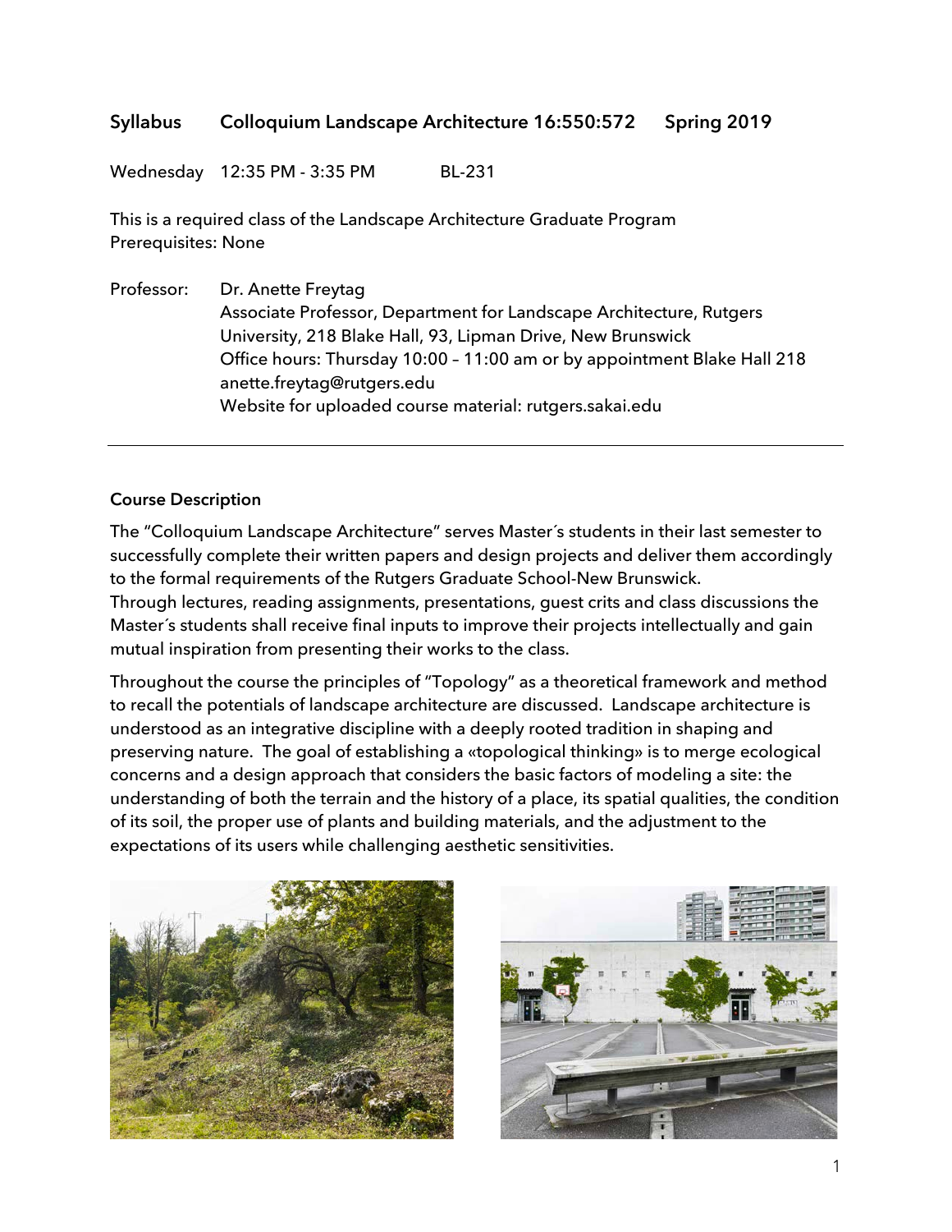**Syllabus Colloquium Landscape Architecture 16:550:572 Spring 2019**

Wednesday 12:35 PM - 3:35 PM BL-231

This is a required class of the Landscape Architecture Graduate Program
Prerequisites: None

Professor: Dr. Anette Freytag
Associate Professor, Department for Landscape Architecture, Rutgers University, 218 Blake Hall, 93, Lipman Drive, New Brunswick
Office hours: Thursday 10:00 – 11:00 am or by appointment Blake Hall 218
anette.freytag@rutgers.edu
Website for uploaded course material: rutgers.sakai.edu

---

**Course Description**

The "Colloquium Landscape Architecture" serves Master´s students in their last semester to successfully complete their written papers and design projects and deliver them accordingly to the formal requirements of the Rutgers Graduate School-New Brunswick.
Through lectures, reading assignments, presentations, guest crits and class discussions the Master´s students shall receive final inputs to improve their projects intellectually and gain mutual inspiration from presenting their works to the class.

Throughout the course the principles of "Topology" as a theoretical framework and method to recall the potentials of landscape architecture are discussed. Landscape architecture is understood as an integrative discipline with a deeply rooted tradition in shaping and preserving nature. The goal of establishing a «topological thinking» is to merge ecological concerns and a design approach that considers the basic factors of modeling a site: the understanding of both the terrain and the history of a place, its spatial qualities, the condition of its soil, the proper use of plants and building materials, and the adjustment to the expectations of its users while challenging aesthetic sensitivities.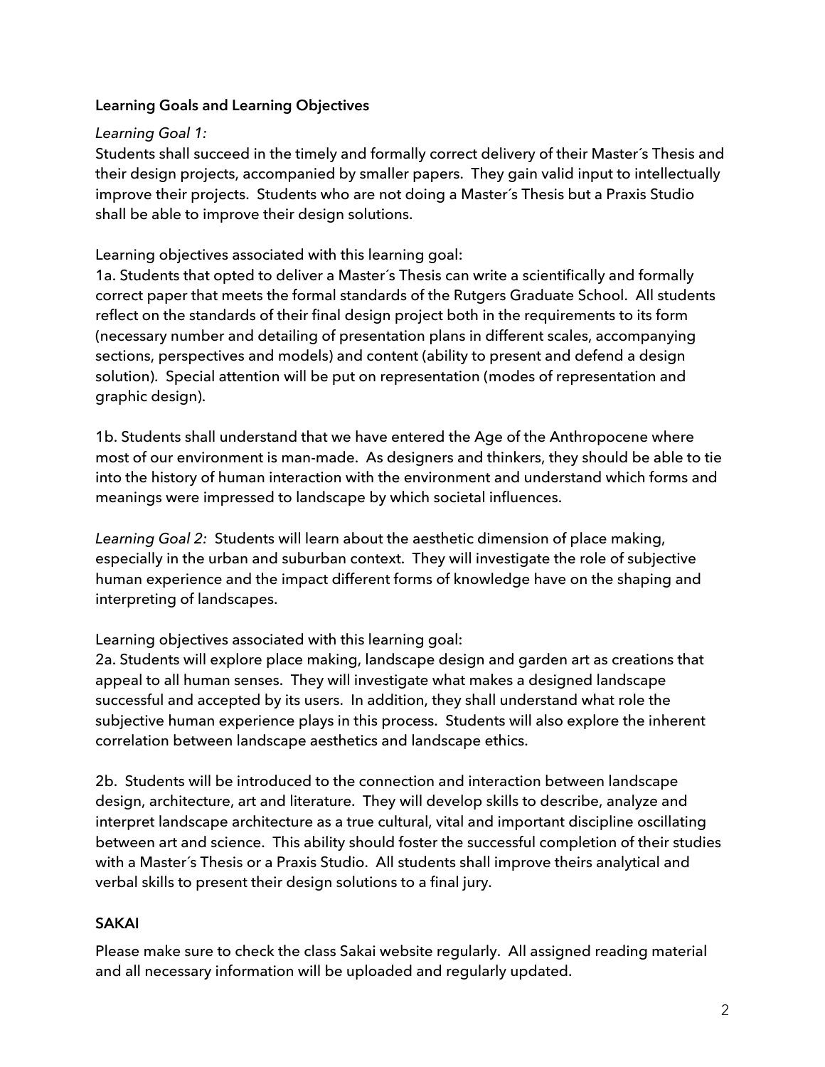**Learning Goals and Learning Objectives**

*Learning Goal 1:*
Students shall succeed in the timely and formally correct delivery of their Master´s Thesis and their design projects, accompanied by smaller papers. They gain valid input to intellectually improve their projects. Students who are not doing a Master´s Thesis but a Praxis Studio shall be able to improve their design solutions.

Learning objectives associated with this learning goal:

1a. Students that opted to deliver a Master´s Thesis can write a scientifically and formally correct paper that meets the formal standards of the Rutgers Graduate School. All students reflect on the standards of their final design project both in the requirements to its form (necessary number and detailing of presentation plans in different scales, accompanying sections, perspectives and models) and content (ability to present and defend a design solution). Special attention will be put on representation (modes of representation and graphic design).

1b. Students shall understand that we have entered the Age of the Anthropocene where most of our environment is man-made. As designers and thinkers, they should be able to tie into the history of human interaction with the environment and understand which forms and meanings were impressed to landscape by which societal influences.

*Learning Goal 2:* Students will learn about the aesthetic dimension of place making, especially in the urban and suburban context. They will investigate the role of subjective human experience and the impact different forms of knowledge have on the shaping and interpreting of landscapes.

Learning objectives associated with this learning goal:

2a. Students will explore place making, landscape design and garden art as creations that appeal to all human senses. They will investigate what makes a designed landscape successful and accepted by its users. In addition, they shall understand what role the subjective human experience plays in this process. Students will also explore the inherent correlation between landscape aesthetics and landscape ethics.

2b. Students will be introduced to the connection and interaction between landscape design, architecture, art and literature. They will develop skills to describe, analyze and interpret landscape architecture as a true cultural, vital and important discipline oscillating between art and science. This ability should foster the successful completion of their studies with a Master´s Thesis or a Praxis Studio. All students shall improve theirs analytical and verbal skills to present their design solutions to a final jury.

**SAKAI**

Please make sure to check the class Sakai website regularly. All assigned reading material and all necessary information will be uploaded and regularly updated.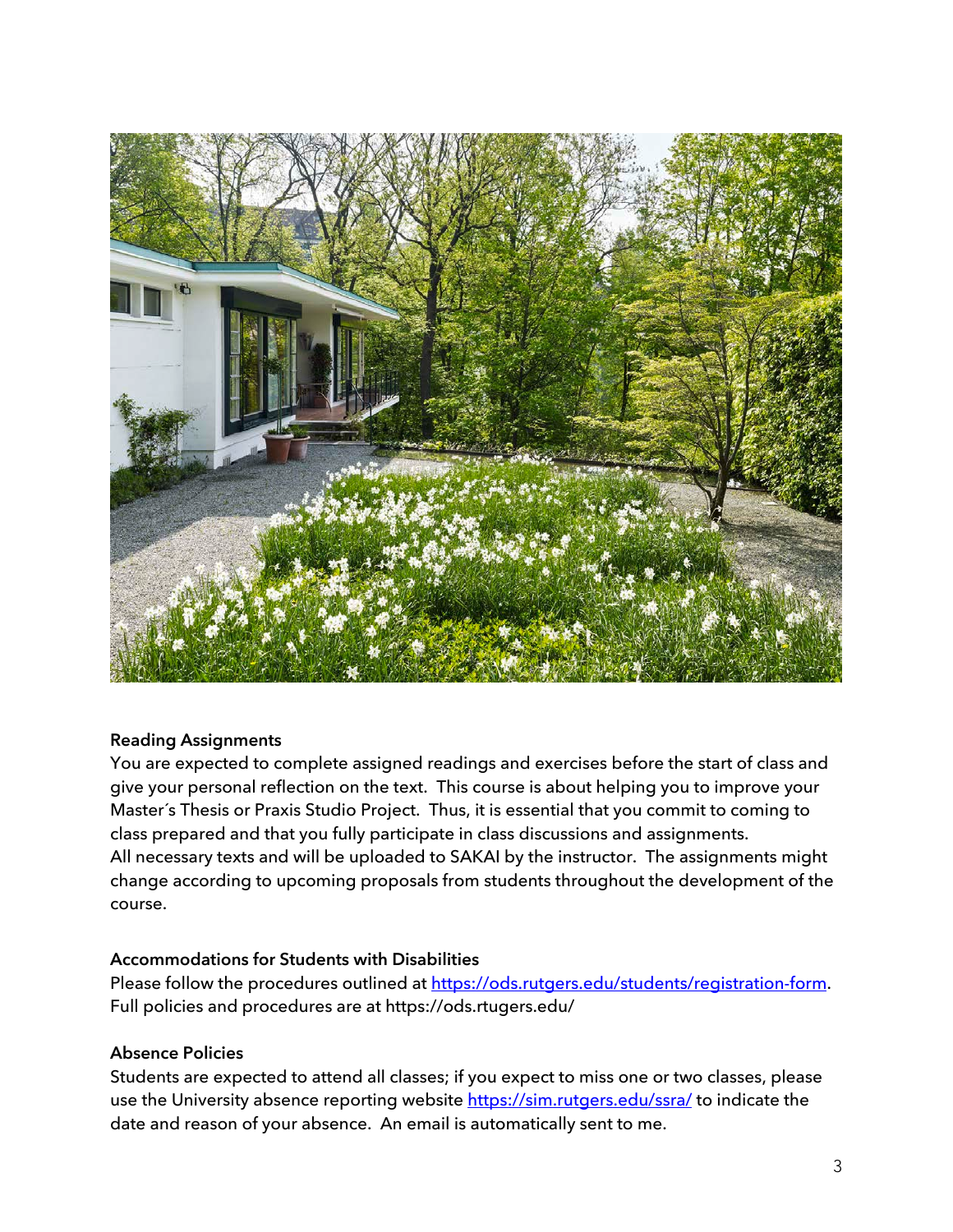**Reading Assignments**

You are expected to complete assigned readings and exercises before the start of class and give your personal reflection on the text. This course is about helping you to improve your Master´s Thesis or Praxis Studio Project. Thus, it is essential that you commit to coming to class prepared and that you fully participate in class discussions and assignments.
All necessary texts and will be uploaded to SAKAI by the instructor. The assignments might change according to upcoming proposals from students throughout the development of the course.

**Accommodations for Students with Disabilities**

Please follow the procedures outlined at https://ods.rutgers.edu/students/registration-form. Full policies and procedures are at https://ods.rtugers.edu/

**Absence Policies**

Students are expected to attend all classes; if you expect to miss one or two classes, please use the University absence reporting website https://sim.rutgers.edu/ssra/ to indicate the date and reason of your absence. An email is automatically sent to me.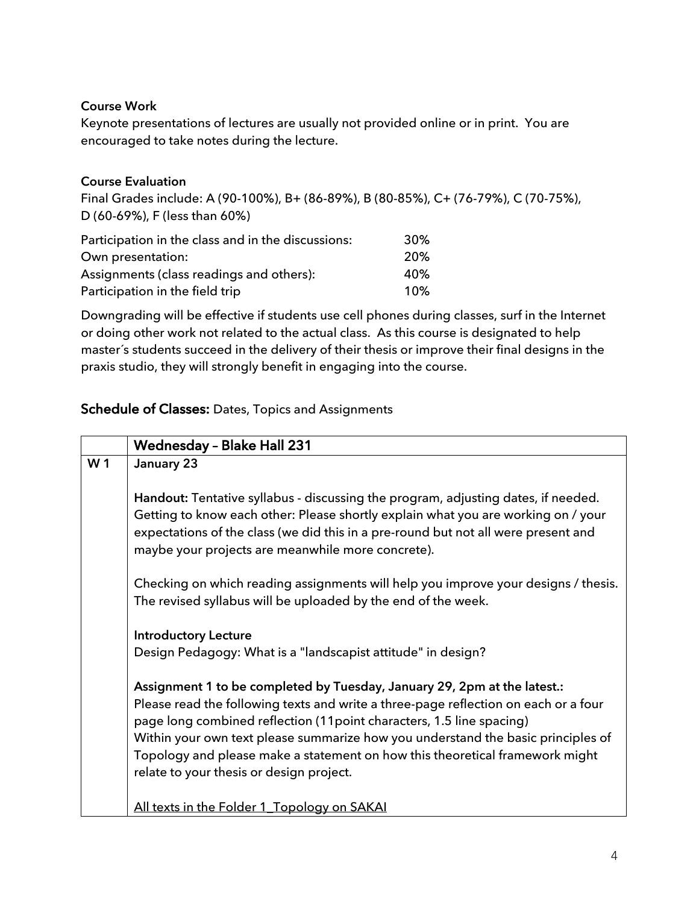**Course Work**

Keynote presentations of lectures are usually not provided online or in print. You are encouraged to take notes during the lecture.

**Course Evaluation**

Final Grades include: A (90-100%), B+ (86-89%), B (80-85%), C+ (76-79%), C (70-75%), D (60-69%), F (less than 60%)

| | |
|---|---|
| Participation in the class and in the discussions: | 30% |
| Own presentation: | 20% |
| Assignments (class readings and others): | 40% |
| Participation in the field trip | 10% |

Downgrading will be effective if students use cell phones during classes, surf in the Internet or doing other work not related to the actual class. As this course is designated to help master´s students succeed in the delivery of their thesis or improve their final designs in the praxis studio, they will strongly benefit in engaging into the course.

## Schedule of Classes: Dates, Topics and Assignments

| | Wednesday – Blake Hall 231 |
|---|---|
| **W 1** | **January 23**<br><br>**Handout:** Tentative syllabus - discussing the program, adjusting dates, if needed. Getting to know each other: Please shortly explain what you are working on / your expectations of the class (we did this in a pre-round but not all were present and maybe your projects are meanwhile more concrete).<br><br>Checking on which reading assignments will help you improve your designs / thesis. The revised syllabus will be uploaded by the end of the week.<br><br>**Introductory Lecture**<br>Design Pedagogy: What is a "landscapist attitude" in design?<br><br>**Assignment 1 to be completed by Tuesday, January 29, 2pm at the latest.:**<br>Please read the following texts and write a three-page reflection on each or a four page long combined reflection (11point characters, 1.5 line spacing)<br>Within your own text please summarize how you understand the basic principles of Topology and please make a statement on how this theoretical framework might relate to your thesis or design project.<br><br><u>All texts in the Folder 1_Topology on SAKAI</u> |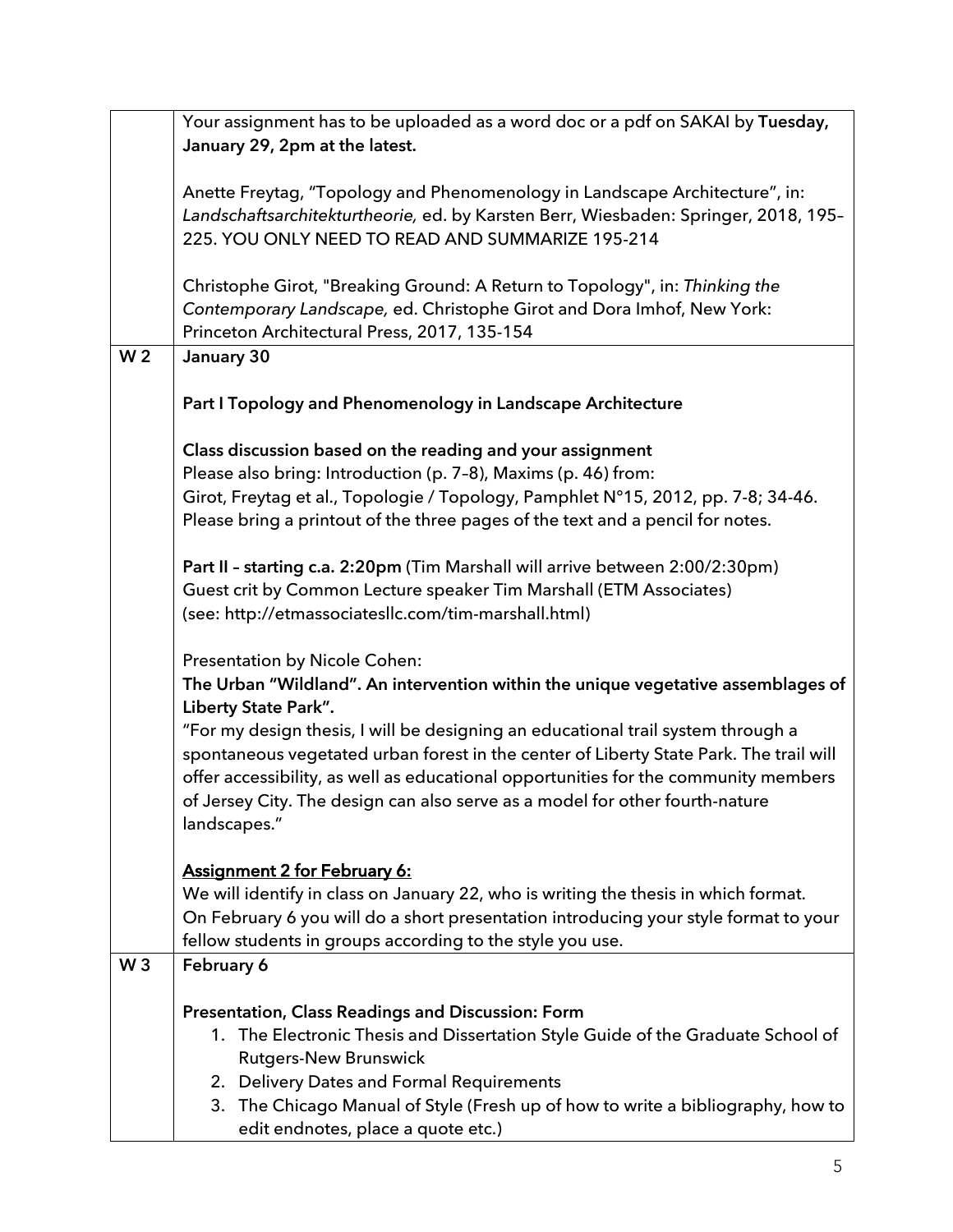| | |
|---|---|
| | Your assignment has to be uploaded as a word doc or a pdf on SAKAI by **Tuesday, January 29, 2pm at the latest.**<br><br>Anette Freytag, "Topology and Phenomenology in Landscape Architecture", in: *Landschaftsarchitekturtheorie,* ed. by Karsten Berr, Wiesbaden: Springer, 2018, 195–225. YOU ONLY NEED TO READ AND SUMMARIZE 195-214<br><br>Christophe Girot, "Breaking Ground: A Return to Topology", in: *Thinking the Contemporary Landscape,* ed. Christophe Girot and Dora Imhof, New York: Princeton Architectural Press, 2017, 135-154 |
| **W 2** | **January 30**<br><br>**Part I Topology and Phenomenology in Landscape Architecture**<br><br>**Class discussion based on the reading and your assignment**<br>Please also bring: Introduction (p. 7–8), Maxims (p. 46) from:<br>Girot, Freytag et al., Topologie / Topology, Pamphlet N°15, 2012, pp. 7-8; 34-46.<br>Please bring a printout of the three pages of the text and a pencil for notes.<br><br>**Part II – starting c.a. 2:20pm** (Tim Marshall will arrive between 2:00/2:30pm)<br>Guest crit by Common Lecture speaker Tim Marshall (ETM Associates)<br>(see: http://etmassociatesllc.com/tim-marshall.html)<br><br>Presentation by Nicole Cohen:<br>**The Urban "Wildland". An intervention within the unique vegetative assemblages of Liberty State Park".**<br>"For my design thesis, I will be designing an educational trail system through a spontaneous vegetated urban forest in the center of Liberty State Park. The trail will offer accessibility, as well as educational opportunities for the community members of Jersey City. The design can also serve as a model for other fourth-nature landscapes."<br><br>**Assignment 2 for February 6:**<br>We will identify in class on January 22, who is writing the thesis in which format.<br>On February 6 you will do a short presentation introducing your style format to your fellow students in groups according to the style you use. |
| **W 3** | **February 6**<br><br>**Presentation, Class Readings and Discussion: Form**<br>1. The Electronic Thesis and Dissertation Style Guide of the Graduate School of Rutgers-New Brunswick<br>2. Delivery Dates and Formal Requirements<br>3. The Chicago Manual of Style (Fresh up of how to write a bibliography, how to edit endnotes, place a quote etc.) |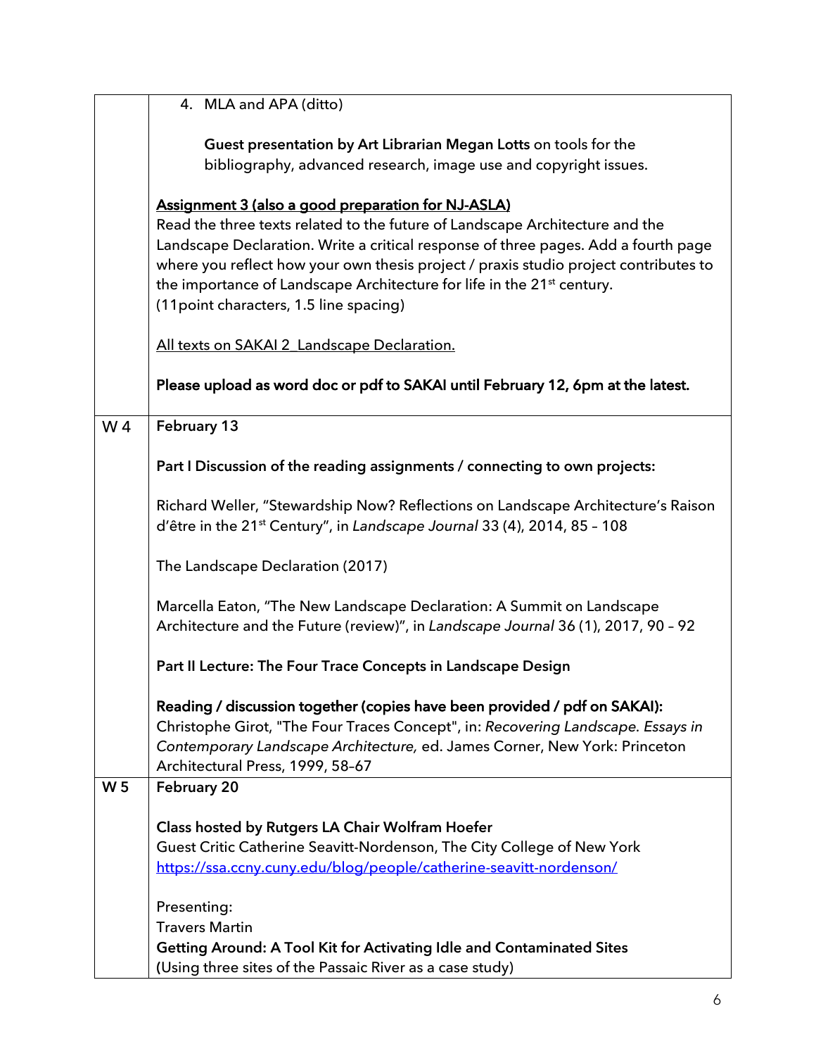| | |
|---|---|
| | 4. MLA and APA (ditto)<br><br>**Guest presentation by Art Librarian Megan Lotts** on tools for the bibliography, advanced research, image use and copyright issues.<br><br><u>**Assignment 3 (also a good preparation for NJ-ASLA)**</u><br>Read the three texts related to the future of Landscape Architecture and the Landscape Declaration. Write a critical response of three pages. Add a fourth page where you reflect how your own thesis project / praxis studio project contributes to the importance of Landscape Architecture for life in the 21st century.<br>(11point characters, 1.5 line spacing)<br><br><u>All texts on SAKAI 2_Landscape Declaration.</u><br><br>**Please upload as word doc or pdf to SAKAI until February 12, 6pm at the latest.** |
| W 4 | **February 13**<br><br>**Part I Discussion of the reading assignments / connecting to own projects:**<br><br>Richard Weller, "Stewardship Now? Reflections on Landscape Architecture's Raison d'être in the 21st Century", in *Landscape Journal* 33 (4), 2014, 85 – 108<br><br>The Landscape Declaration (2017)<br><br>Marcella Eaton, "The New Landscape Declaration: A Summit on Landscape Architecture and the Future (review)", in *Landscape Journal* 36 (1), 2017, 90 – 92<br><br>**Part II Lecture: The Four Trace Concepts in Landscape Design**<br><br>**Reading / discussion together (copies have been provided / pdf on SAKAI):**<br>Christophe Girot, "The Four Traces Concept", in: *Recovering Landscape. Essays in Contemporary Landscape Architecture,* ed. James Corner, New York: Princeton Architectural Press, 1999, 58–67 |
| W 5 | **February 20**<br><br>**Class hosted by Rutgers LA Chair Wolfram Hoefer**<br>Guest Critic Catherine Seavitt-Nordenson, The City College of New York<br>https://ssa.ccny.cuny.edu/blog/people/catherine-seavitt-nordenson/<br><br>Presenting:<br>Travers Martin<br>**Getting Around: A Tool Kit for Activating Idle and Contaminated Sites**<br>(Using three sites of the Passaic River as a case study) |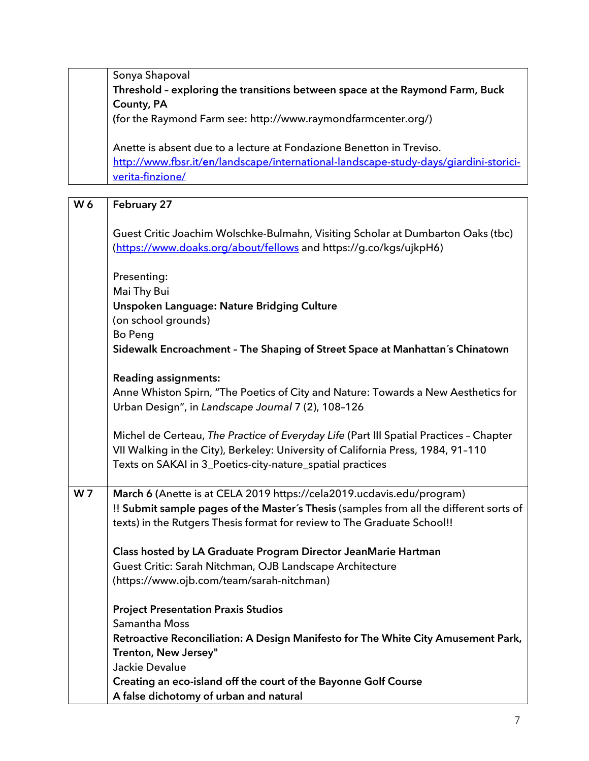| | |
|---|---|
| | Sonya Shapoval<br>**Threshold – exploring the transitions between space at the Raymond Farm, Buck County, PA**<br>(for the Raymond Farm see: http://www.raymondfarmcenter.org/)<br><br>Anette is absent due to a lecture at Fondazione Benetton in Treviso.<br>http://www.fbsr.it/en/landscape/international-landscape-study-days/giardini-storici-verita-finzione/ |

| | |
|---|---|
| **W 6** | **February 27**<br><br>Guest Critic Joachim Wolschke-Bulmahn, Visiting Scholar at Dumbarton Oaks (tbc) (https://www.doaks.org/about/fellows and https://g.co/kgs/ujkpH6)<br><br>Presenting:<br>Mai Thy Bui<br>**Unspoken Language: Nature Bridging Culture**<br>(on school grounds)<br>Bo Peng<br>**Sidewalk Encroachment – The Shaping of Street Space at Manhattan´s Chinatown**<br><br>**Reading assignments:**<br>Anne Whiston Spirn, "The Poetics of City and Nature: Towards a New Aesthetics for Urban Design", in *Landscape Journal* 7 (2), 108–126<br><br>Michel de Certeau, *The Practice of Everyday Life* (Part III Spatial Practices – Chapter VII Walking in the City), Berkeley: University of California Press, 1984, 91–110<br>Texts on SAKAI in 3_Poetics-city-nature_spatial practices |
| **W 7** | **March 6** (Anette is at CELA 2019 https://cela2019.ucdavis.edu/program)<br>!! **Submit sample pages of the Master´s Thesis** (samples from all the different sorts of texts) in the Rutgers Thesis format for review to The Graduate School!!<br><br>**Class hosted by LA Graduate Program Director JeanMarie Hartman**<br>Guest Critic: Sarah Nitchman, OJB Landscape Architecture (https://www.ojb.com/team/sarah-nitchman)<br><br>**Project Presentation Praxis Studios**<br>Samantha Moss<br>**Retroactive Reconciliation: A Design Manifesto for The White City Amusement Park, Trenton, New Jersey"**<br>Jackie Devalue<br>**Creating an eco-island off the court of the Bayonne Golf Course**<br>**A false dichotomy of urban and natural** |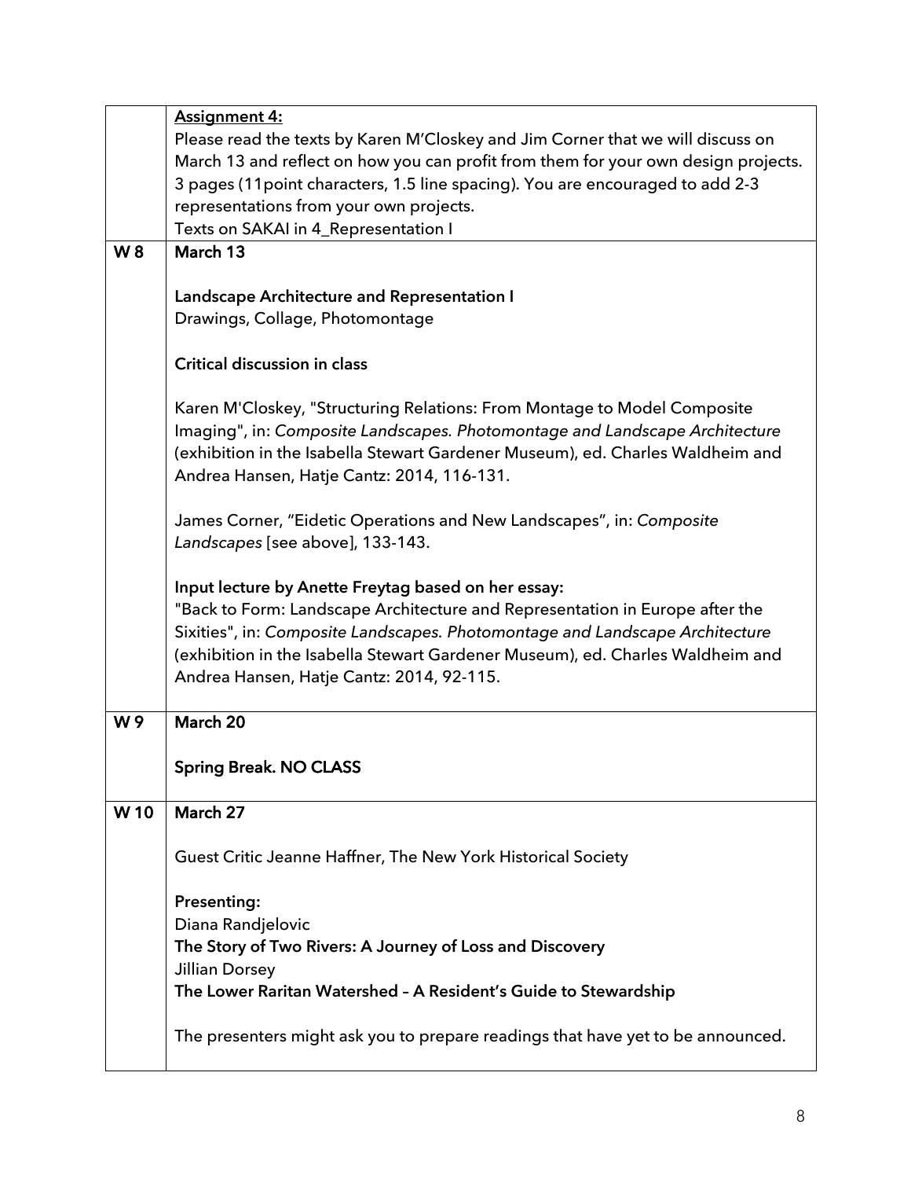| | |
|---|---|
| | <u>**Assignment 4:**</u><br>Please read the texts by Karen M'Closkey and Jim Corner that we will discuss on March 13 and reflect on how you can profit from them for your own design projects. 3 pages (11point characters, 1.5 line spacing). You are encouraged to add 2-3 representations from your own projects.<br>Texts on SAKAI in 4_Representation I |
| **W 8** | **March 13**<br><br>**Landscape Architecture and Representation I**<br>Drawings, Collage, Photomontage<br><br>**Critical discussion in class**<br><br>Karen M'Closkey, "Structuring Relations: From Montage to Model Composite Imaging", in: *Composite Landscapes. Photomontage and Landscape Architecture* (exhibition in the Isabella Stewart Gardener Museum), ed. Charles Waldheim and Andrea Hansen, Hatje Cantz: 2014, 116-131.<br><br>James Corner, "Eidetic Operations and New Landscapes", in: *Composite Landscapes* [see above], 133-143.<br><br>**Input lecture by Anette Freytag based on her essay:**<br>"Back to Form: Landscape Architecture and Representation in Europe after the Sixities", in: *Composite Landscapes. Photomontage and Landscape Architecture* (exhibition in the Isabella Stewart Gardener Museum), ed. Charles Waldheim and Andrea Hansen, Hatje Cantz: 2014, 92-115. |
| **W 9** | **March 20**<br><br>**Spring Break. NO CLASS** |
| **W 10** | **March 27**<br><br>Guest Critic Jeanne Haffner, The New York Historical Society<br><br>**Presenting:**<br>Diana Randjelovic<br>**The Story of Two Rivers: A Journey of Loss and Discovery**<br>Jillian Dorsey<br>**The Lower Raritan Watershed – A Resident's Guide to Stewardship**<br><br>The presenters might ask you to prepare readings that have yet to be announced. |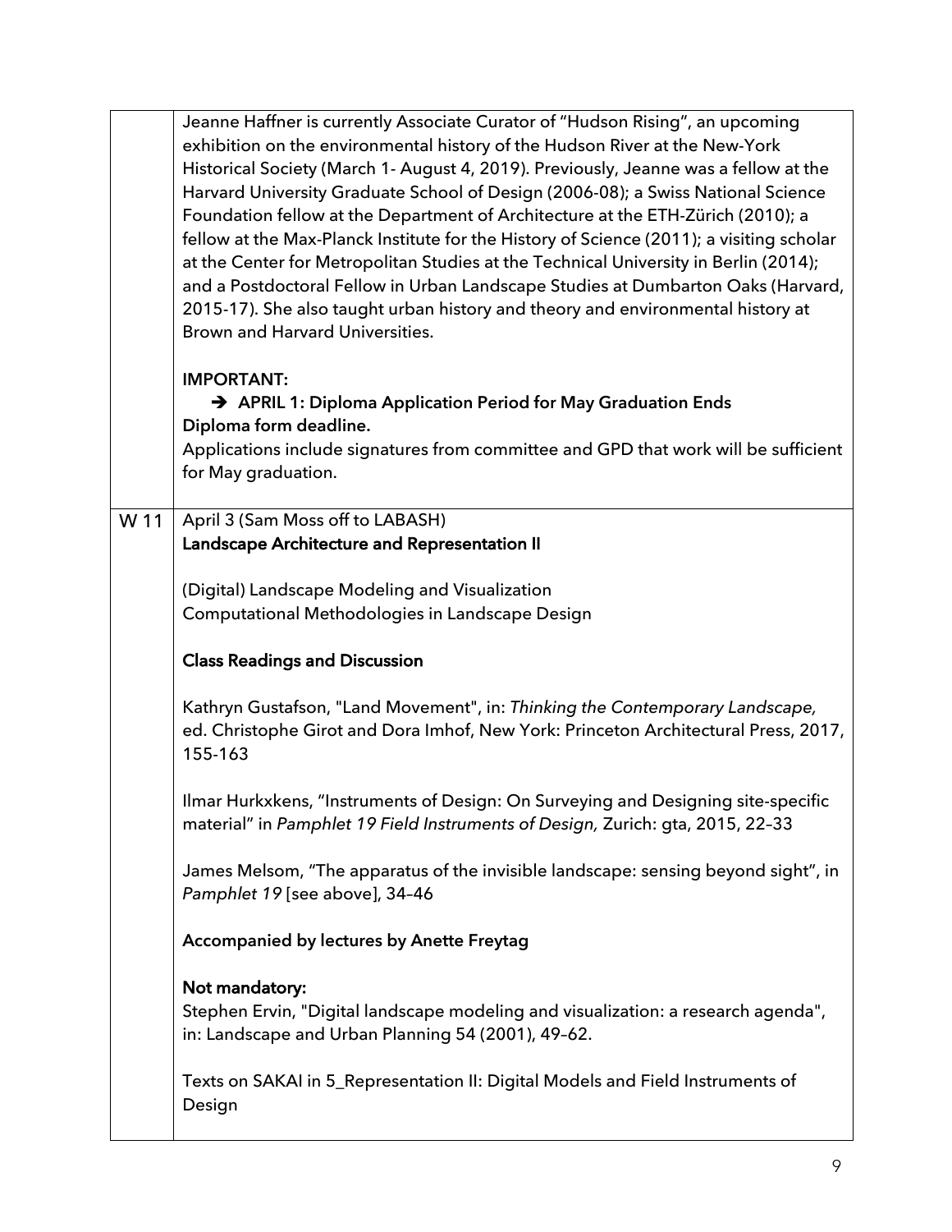| | |
|---|---|
| | Jeanne Haffner is currently Associate Curator of "Hudson Rising", an upcoming exhibition on the environmental history of the Hudson River at the New-York Historical Society (March 1- August 4, 2019). Previously, Jeanne was a fellow at the Harvard University Graduate School of Design (2006-08); a Swiss National Science Foundation fellow at the Department of Architecture at the ETH-Zürich (2010); a fellow at the Max-Planck Institute for the History of Science (2011); a visiting scholar at the Center for Metropolitan Studies at the Technical University in Berlin (2014); and a Postdoctoral Fellow in Urban Landscape Studies at Dumbarton Oaks (Harvard, 2015-17). She also taught urban history and theory and environmental history at Brown and Harvard Universities.<br><br>**IMPORTANT:**<br>➔ **APRIL 1: Diploma Application Period for May Graduation Ends**<br>**Diploma form deadline.**<br>Applications include signatures from committee and GPD that work will be sufficient for May graduation. |
| W 11 | April 3 (Sam Moss off to LABASH)<br>**Landscape Architecture and Representation II**<br><br>(Digital) Landscape Modeling and Visualization<br>Computational Methodologies in Landscape Design<br><br>**Class Readings and Discussion**<br><br>Kathryn Gustafson, "Land Movement", in: *Thinking the Contemporary Landscape,* ed. Christophe Girot and Dora Imhof, New York: Princeton Architectural Press, 2017, 155-163<br><br>Ilmar Hurkxkens, "Instruments of Design: On Surveying and Designing site-specific material" in *Pamphlet 19 Field Instruments of Design,* Zurich: gta, 2015, 22–33<br><br>James Melsom, "The apparatus of the invisible landscape: sensing beyond sight", in *Pamphlet 19* [see above], 34–46<br><br>**Accompanied by lectures by Anette Freytag**<br><br>**Not mandatory:**<br>Stephen Ervin, "Digital landscape modeling and visualization: a research agenda", in: Landscape and Urban Planning 54 (2001), 49–62.<br><br>Texts on SAKAI in 5_Representation II: Digital Models and Field Instruments of Design |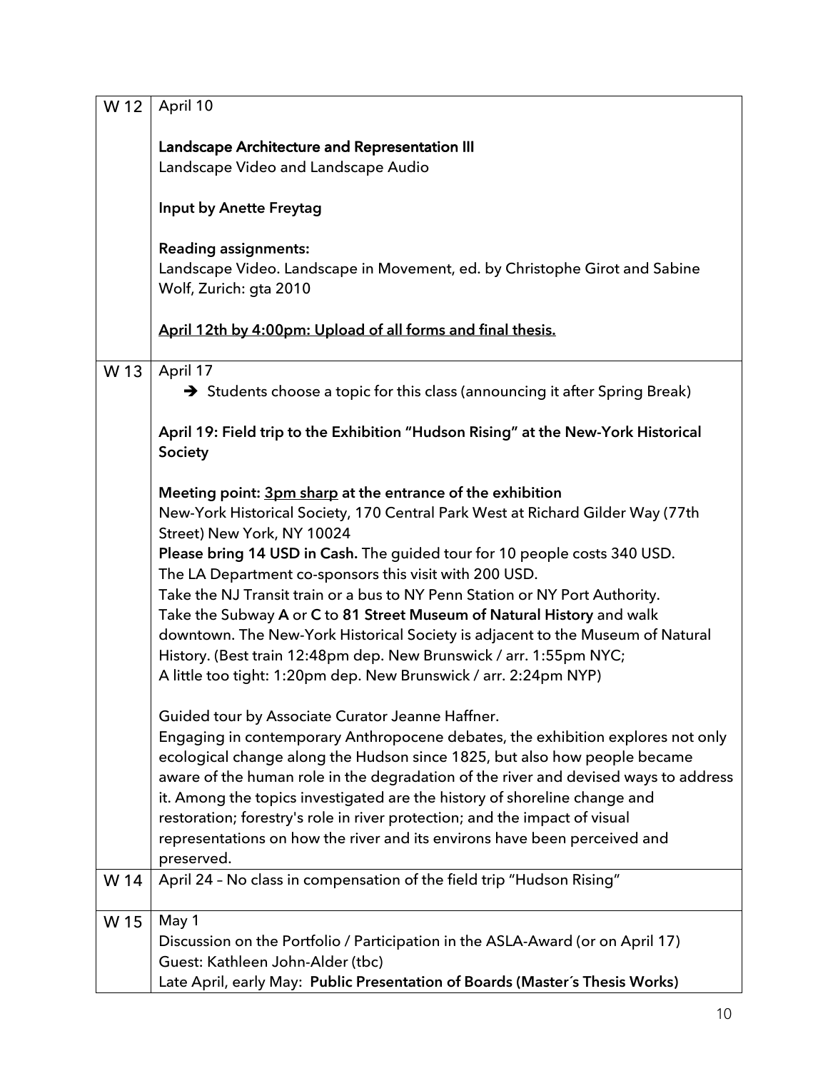| | |
|---|---|
| W 12 | April 10<br><br>**Landscape Architecture and Representation III**<br>Landscape Video and Landscape Audio<br><br>**Input by Anette Freytag**<br><br>**Reading assignments:**<br>Landscape Video. Landscape in Movement, ed. by Christophe Girot and Sabine Wolf, Zurich: gta 2010<br><br><u>**April 12th by 4:00pm: Upload of all forms and final thesis.**</u> |
| W 13 | April 17<br>➔ Students choose a topic for this class (announcing it after Spring Break)<br><br>**April 19: Field trip to the Exhibition "Hudson Rising" at the New-York Historical Society**<br><br>**Meeting point: <u>3pm sharp</u> at the entrance of the exhibition**<br>New-York Historical Society, 170 Central Park West at Richard Gilder Way (77th Street) New York, NY 10024<br>**Please bring 14 USD in Cash.** The guided tour for 10 people costs 340 USD. The LA Department co-sponsors this visit with 200 USD.<br>Take the NJ Transit train or a bus to NY Penn Station or NY Port Authority.<br>Take the Subway **A** or **C** to **81 Street Museum of Natural History** and walk downtown. The New-York Historical Society is adjacent to the Museum of Natural History. (Best train 12:48pm dep. New Brunswick / arr. 1:55pm NYC;<br>A little too tight: 1:20pm dep. New Brunswick / arr. 2:24pm NYP)<br><br>Guided tour by Associate Curator Jeanne Haffner.<br>Engaging in contemporary Anthropocene debates, the exhibition explores not only ecological change along the Hudson since 1825, but also how people became aware of the human role in the degradation of the river and devised ways to address it. Among the topics investigated are the history of shoreline change and restoration; forestry's role in river protection; and the impact of visual representations on how the river and its environs have been perceived and preserved. |
| W 14 | April 24 – No class in compensation of the field trip "Hudson Rising" |
| W 15 | May 1<br>Discussion on the Portfolio / Participation in the ASLA-Award (or on April 17)<br>Guest: Kathleen John-Alder (tbc)<br>Late April, early May: **Public Presentation of Boards (Master´s Thesis Works)** |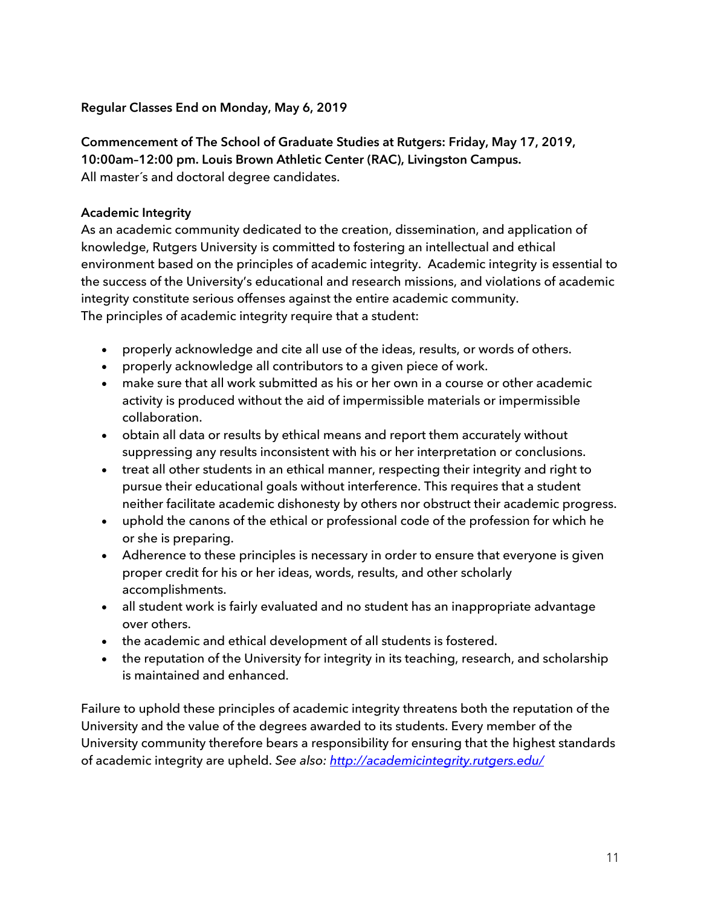**Regular Classes End on Monday, May 6, 2019**

**Commencement of The School of Graduate Studies at Rutgers: Friday, May 17, 2019, 10:00am–12:00 pm. Louis Brown Athletic Center (RAC), Livingston Campus.**
All master´s and doctoral degree candidates.

**Academic Integrity**
As an academic community dedicated to the creation, dissemination, and application of knowledge, Rutgers University is committed to fostering an intellectual and ethical environment based on the principles of academic integrity. Academic integrity is essential to the success of the University's educational and research missions, and violations of academic integrity constitute serious offenses against the entire academic community.
The principles of academic integrity require that a student:

- properly acknowledge and cite all use of the ideas, results, or words of others.
- properly acknowledge all contributors to a given piece of work.
- make sure that all work submitted as his or her own in a course or other academic activity is produced without the aid of impermissible materials or impermissible collaboration.
- obtain all data or results by ethical means and report them accurately without suppressing any results inconsistent with his or her interpretation or conclusions.
- treat all other students in an ethical manner, respecting their integrity and right to pursue their educational goals without interference. This requires that a student neither facilitate academic dishonesty by others nor obstruct their academic progress.
- uphold the canons of the ethical or professional code of the profession for which he or she is preparing.
- Adherence to these principles is necessary in order to ensure that everyone is given proper credit for his or her ideas, words, results, and other scholarly accomplishments.
- all student work is fairly evaluated and no student has an inappropriate advantage over others.
- the academic and ethical development of all students is fostered.
- the reputation of the University for integrity in its teaching, research, and scholarship is maintained and enhanced.

Failure to uphold these principles of academic integrity threatens both the reputation of the University and the value of the degrees awarded to its students. Every member of the University community therefore bears a responsibility for ensuring that the highest standards of academic integrity are upheld. *See also: http://academicintegrity.rutgers.edu/*